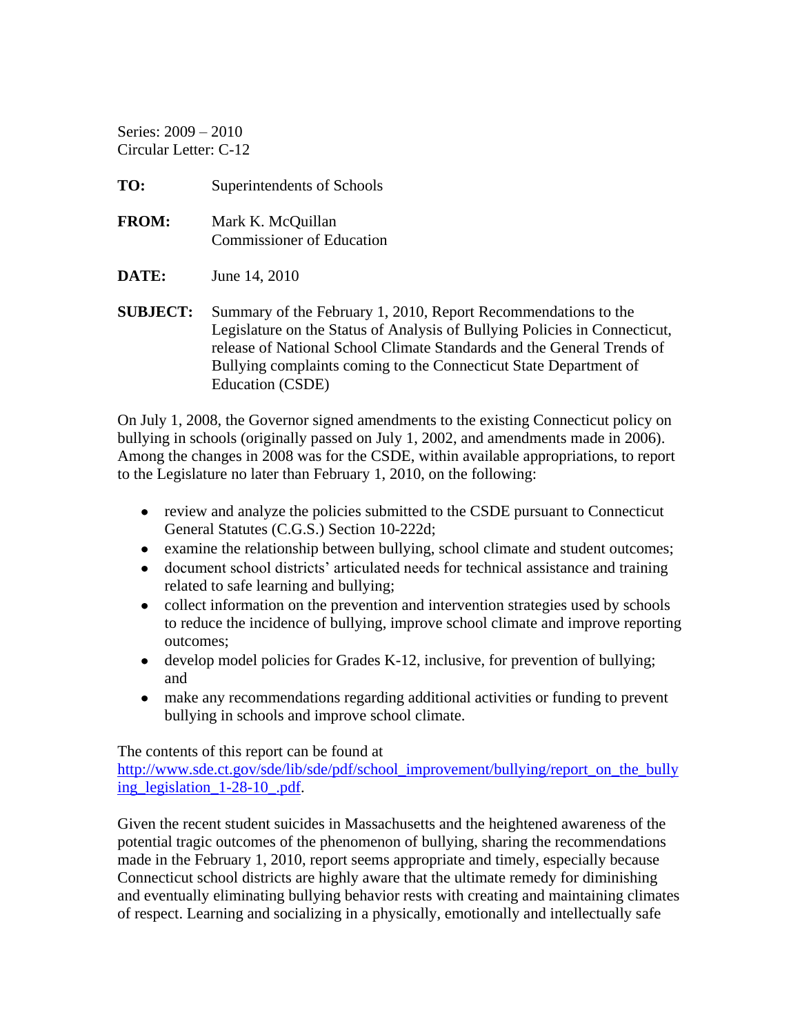Series: 2009 – 2010
Circular Letter: C-12

**TO:** Superintendents of Schools

**FROM:** Mark K. McQuillan
Commissioner of Education

**DATE:** June 14, 2010

**SUBJECT:** Summary of the February 1, 2010, Report Recommendations to the Legislature on the Status of Analysis of Bullying Policies in Connecticut, release of National School Climate Standards and the General Trends of Bullying complaints coming to the Connecticut State Department of Education (CSDE)

On July 1, 2008, the Governor signed amendments to the existing Connecticut policy on bullying in schools (originally passed on July 1, 2002, and amendments made in 2006). Among the changes in 2008 was for the CSDE, within available appropriations, to report to the Legislature no later than February 1, 2010, on the following:

- review and analyze the policies submitted to the CSDE pursuant to Connecticut General Statutes (C.G.S.) Section 10-222d;
- examine the relationship between bullying, school climate and student outcomes;
- document school districts' articulated needs for technical assistance and training related to safe learning and bullying;
- collect information on the prevention and intervention strategies used by schools to reduce the incidence of bullying, improve school climate and improve reporting outcomes;
- develop model policies for Grades K-12, inclusive, for prevention of bullying; and
- make any recommendations regarding additional activities or funding to prevent bullying in schools and improve school climate.

The contents of this report can be found at http://www.sde.ct.gov/sde/lib/sde/pdf/school_improvement/bullying/report_on_the_bullying_legislation_1-28-10_.pdf.

Given the recent student suicides in Massachusetts and the heightened awareness of the potential tragic outcomes of the phenomenon of bullying, sharing the recommendations made in the February 1, 2010, report seems appropriate and timely, especially because Connecticut school districts are highly aware that the ultimate remedy for diminishing and eventually eliminating bullying behavior rests with creating and maintaining climates of respect. Learning and socializing in a physically, emotionally and intellectually safe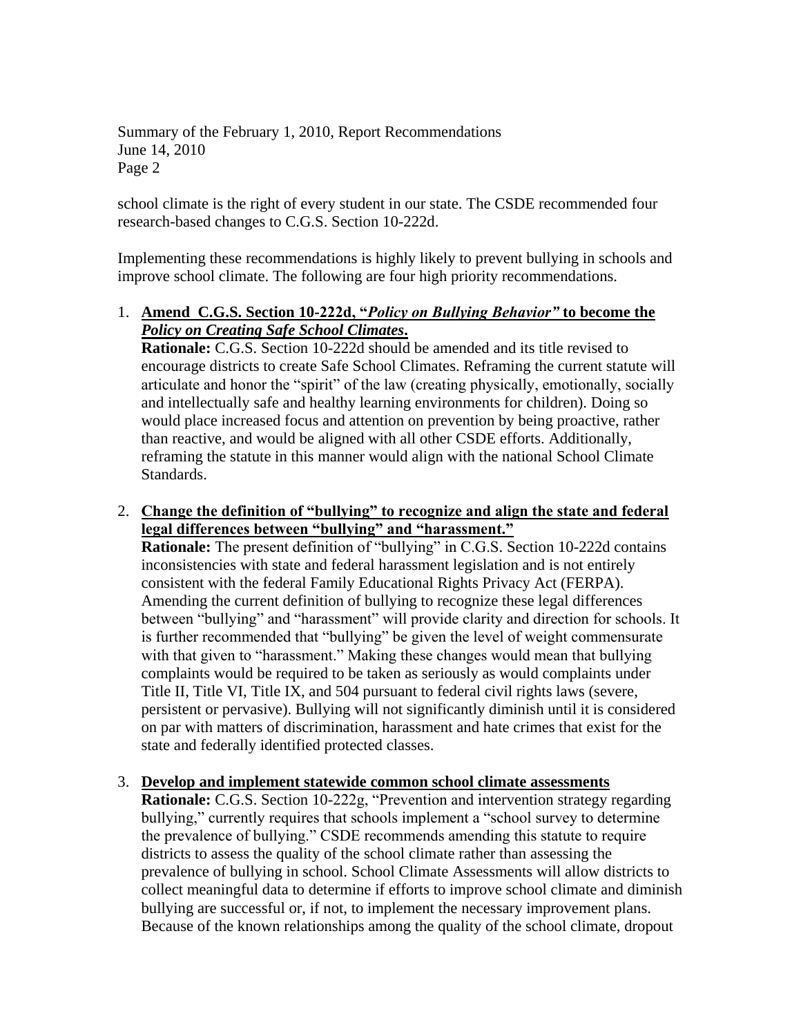school climate is the right of every student in our state. The CSDE recommended four research-based changes to C.G.S. Section 10-222d.

Implementing these recommendations is highly likely to prevent bullying in schools and improve school climate. The following are four high priority recommendations.

1. **Amend C.G.S. Section 10-222d, "*Policy on Bullying Behavior*" to become the *Policy on Creating Safe School Climates*.**
   **Rationale:** C.G.S. Section 10-222d should be amended and its title revised to encourage districts to create Safe School Climates. Reframing the current statute will articulate and honor the "spirit" of the law (creating physically, emotionally, socially and intellectually safe and healthy learning environments for children). Doing so would place increased focus and attention on prevention by being proactive, rather than reactive, and would be aligned with all other CSDE efforts. Additionally, reframing the statute in this manner would align with the national School Climate Standards.

2. **Change the definition of "bullying" to recognize and align the state and federal legal differences between "bullying" and "harassment."**
   **Rationale:** The present definition of "bullying" in C.G.S. Section 10-222d contains inconsistencies with state and federal harassment legislation and is not entirely consistent with the federal Family Educational Rights Privacy Act (FERPA). Amending the current definition of bullying to recognize these legal differences between "bullying" and "harassment" will provide clarity and direction for schools. It is further recommended that "bullying" be given the level of weight commensurate with that given to "harassment." Making these changes would mean that bullying complaints would be required to be taken as seriously as would complaints under Title II, Title VI, Title IX, and 504 pursuant to federal civil rights laws (severe, persistent or pervasive). Bullying will not significantly diminish until it is considered on par with matters of discrimination, harassment and hate crimes that exist for the state and federally identified protected classes.

3. **Develop and implement statewide common school climate assessments**
   **Rationale:** C.G.S. Section 10-222g, "Prevention and intervention strategy regarding bullying," currently requires that schools implement a "school survey to determine the prevalence of bullying." CSDE recommends amending this statute to require districts to assess the quality of the school climate rather than assessing the prevalence of bullying in school. School Climate Assessments will allow districts to collect meaningful data to determine if efforts to improve school climate and diminish bullying are successful or, if not, to implement the necessary improvement plans. Because of the known relationships among the quality of the school climate, dropout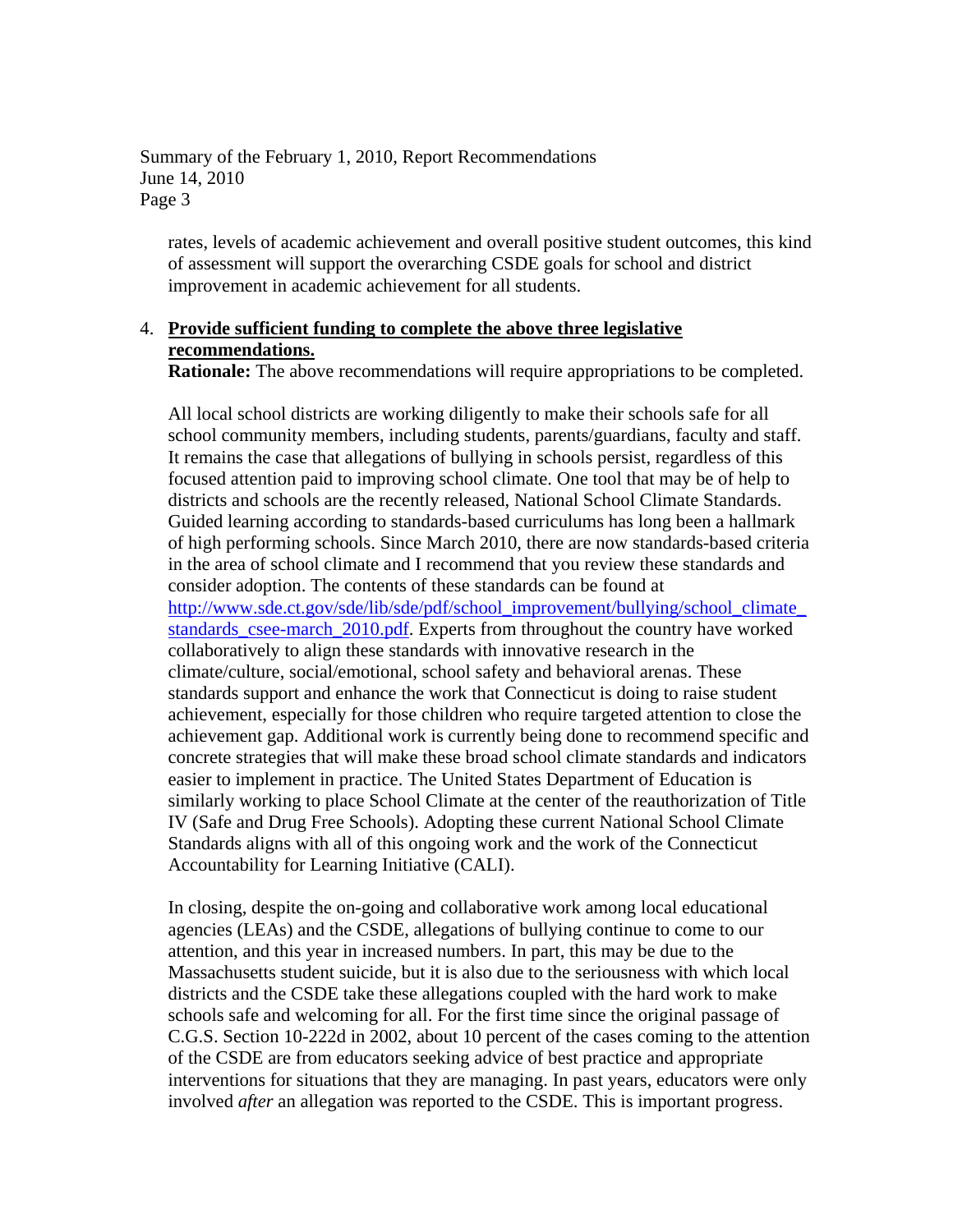rates, levels of academic achievement and overall positive student outcomes, this kind of assessment will support the overarching CSDE goals for school and district improvement in academic achievement for all students.

4. **Provide sufficient funding to complete the above three legislative recommendations.**
   **Rationale:** The above recommendations will require appropriations to be completed.

All local school districts are working diligently to make their schools safe for all school community members, including students, parents/guardians, faculty and staff. It remains the case that allegations of bullying in schools persist, regardless of this focused attention paid to improving school climate. One tool that may be of help to districts and schools are the recently released, National School Climate Standards. Guided learning according to standards-based curriculums has long been a hallmark of high performing schools. Since March 2010, there are now standards-based criteria in the area of school climate and I recommend that you review these standards and consider adoption. The contents of these standards can be found at http://www.sde.ct.gov/sde/lib/sde/pdf/school_improvement/bullying/school_climate_standards_csee-march_2010.pdf. Experts from throughout the country have worked collaboratively to align these standards with innovative research in the climate/culture, social/emotional, school safety and behavioral arenas. These standards support and enhance the work that Connecticut is doing to raise student achievement, especially for those children who require targeted attention to close the achievement gap. Additional work is currently being done to recommend specific and concrete strategies that will make these broad school climate standards and indicators easier to implement in practice. The United States Department of Education is similarly working to place School Climate at the center of the reauthorization of Title IV (Safe and Drug Free Schools). Adopting these current National School Climate Standards aligns with all of this ongoing work and the work of the Connecticut Accountability for Learning Initiative (CALI).

In closing, despite the on-going and collaborative work among local educational agencies (LEAs) and the CSDE, allegations of bullying continue to come to our attention, and this year in increased numbers. In part, this may be due to the Massachusetts student suicide, but it is also due to the seriousness with which local districts and the CSDE take these allegations coupled with the hard work to make schools safe and welcoming for all. For the first time since the original passage of C.G.S. Section 10-222d in 2002, about 10 percent of the cases coming to the attention of the CSDE are from educators seeking advice of best practice and appropriate interventions for situations that they are managing. In past years, educators were only involved *after* an allegation was reported to the CSDE. This is important progress.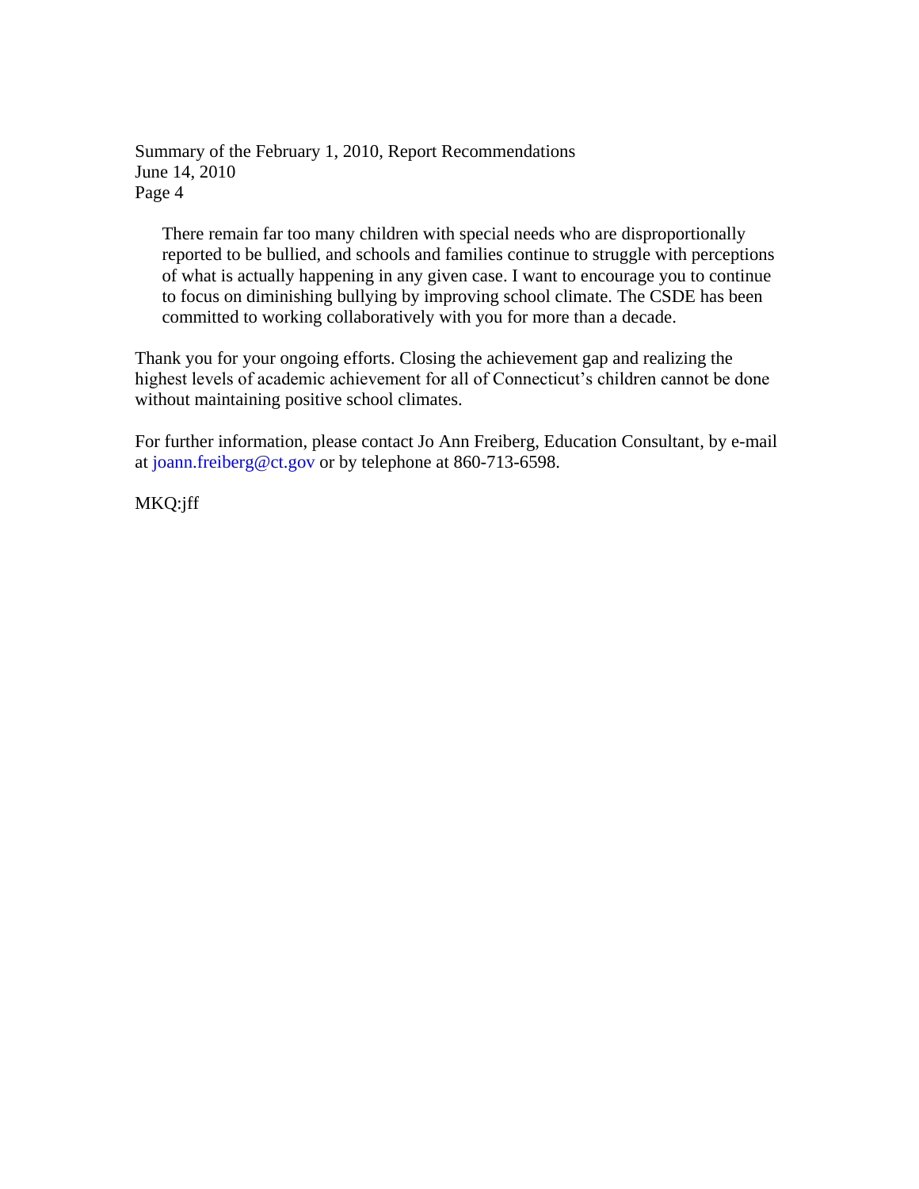> There remain far too many children with special needs who are disproportionally reported to be bullied, and schools and families continue to struggle with perceptions of what is actually happening in any given case. I want to encourage you to continue to focus on diminishing bullying by improving school climate. The CSDE has been committed to working collaboratively with you for more than a decade.

Thank you for your ongoing efforts. Closing the achievement gap and realizing the highest levels of academic achievement for all of Connecticut's children cannot be done without maintaining positive school climates.

For further information, please contact Jo Ann Freiberg, Education Consultant, by e-mail at joann.freiberg@ct.gov or by telephone at 860-713-6598.

MKQ:jff